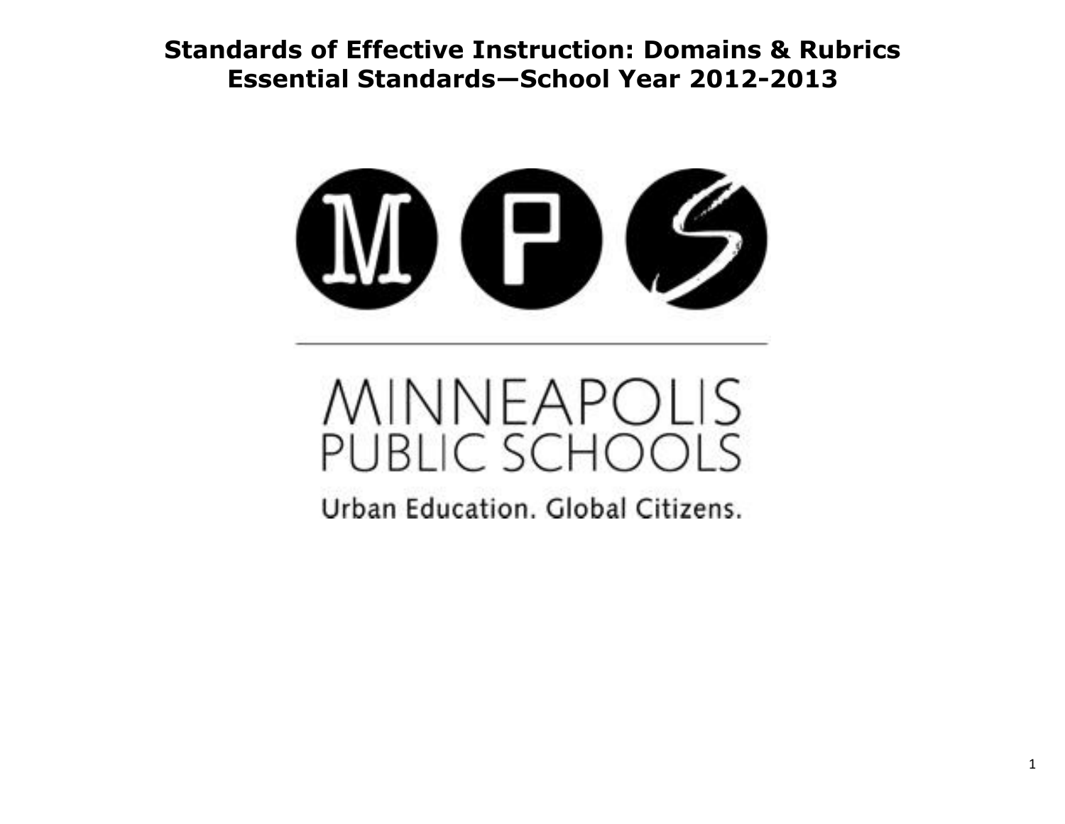# Standards of Effective Instruction: Domains & Rubrics
## Essential Standards—School Year 2012-2013

MINNEAPOLIS PUBLIC SCHOOLS

Urban Education. Global Citizens.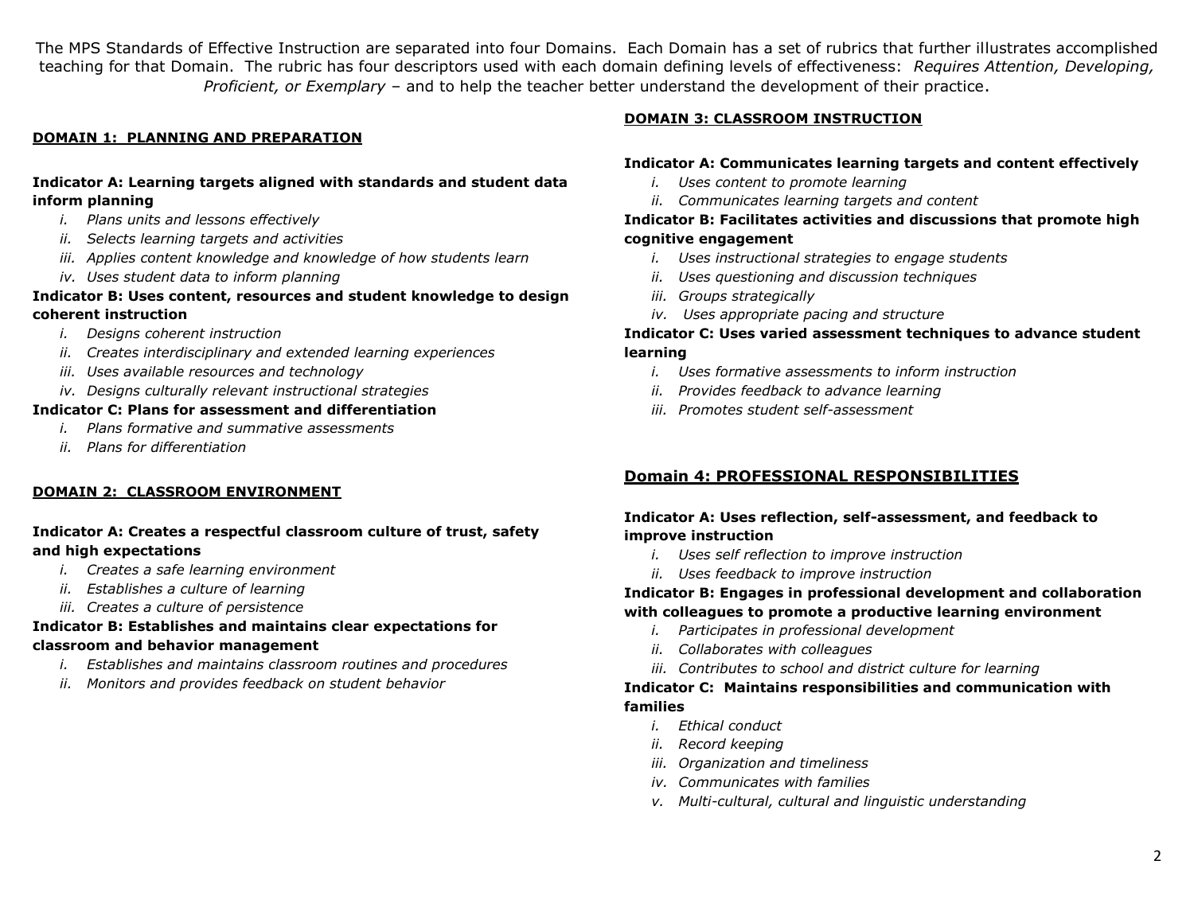The MPS Standards of Effective Instruction are separated into four Domains. Each Domain has a set of rubrics that further illustrates accomplished teaching for that Domain. The rubric has four descriptors used with each domain defining levels of effectiveness: *Requires Attention, Developing, Proficient, or Exemplary* – and to help the teacher better understand the development of their practice.

## DOMAIN 1: PLANNING AND PREPARATION

**Indicator A: Learning targets aligned with standards and student data inform planning**

- i. *Plans units and lessons effectively*
- ii. *Selects learning targets and activities*
- iii. *Applies content knowledge and knowledge of how students learn*
- iv. *Uses student data to inform planning*

**Indicator B: Uses content, resources and student knowledge to design coherent instruction**

- i. *Designs coherent instruction*
- ii. *Creates interdisciplinary and extended learning experiences*
- iii. *Uses available resources and technology*
- iv. *Designs culturally relevant instructional strategies*

**Indicator C: Plans for assessment and differentiation**

- i. *Plans formative and summative assessments*
- ii. *Plans for differentiation*

## DOMAIN 2: CLASSROOM ENVIRONMENT

**Indicator A: Creates a respectful classroom culture of trust, safety and high expectations**

- i. *Creates a safe learning environment*
- ii. *Establishes a culture of learning*
- iii. *Creates a culture of persistence*

**Indicator B: Establishes and maintains clear expectations for classroom and behavior management**

- i. *Establishes and maintains classroom routines and procedures*
- ii. *Monitors and provides feedback on student behavior*

## DOMAIN 3: CLASSROOM INSTRUCTION

**Indicator A: Communicates learning targets and content effectively**

- i. *Uses content to promote learning*
- ii. *Communicates learning targets and content*

**Indicator B: Facilitates activities and discussions that promote high cognitive engagement**

- i. *Uses instructional strategies to engage students*
- ii. *Uses questioning and discussion techniques*
- iii. *Groups strategically*
- iv. *Uses appropriate pacing and structure*

**Indicator C: Uses varied assessment techniques to advance student learning**

- i. *Uses formative assessments to inform instruction*
- ii. *Provides feedback to advance learning*
- iii. *Promotes student self-assessment*

## Domain 4: PROFESSIONAL RESPONSIBILITIES

**Indicator A: Uses reflection, self-assessment, and feedback to improve instruction**

- i. *Uses self reflection to improve instruction*
- ii. *Uses feedback to improve instruction*

**Indicator B: Engages in professional development and collaboration with colleagues to promote a productive learning environment**

- i. *Participates in professional development*
- ii. *Collaborates with colleagues*
- iii. *Contributes to school and district culture for learning*

**Indicator C: Maintains responsibilities and communication with families**

- i. *Ethical conduct*
- ii. *Record keeping*
- iii. *Organization and timeliness*
- iv. *Communicates with families*
- v. *Multi-cultural, cultural and linguistic understanding*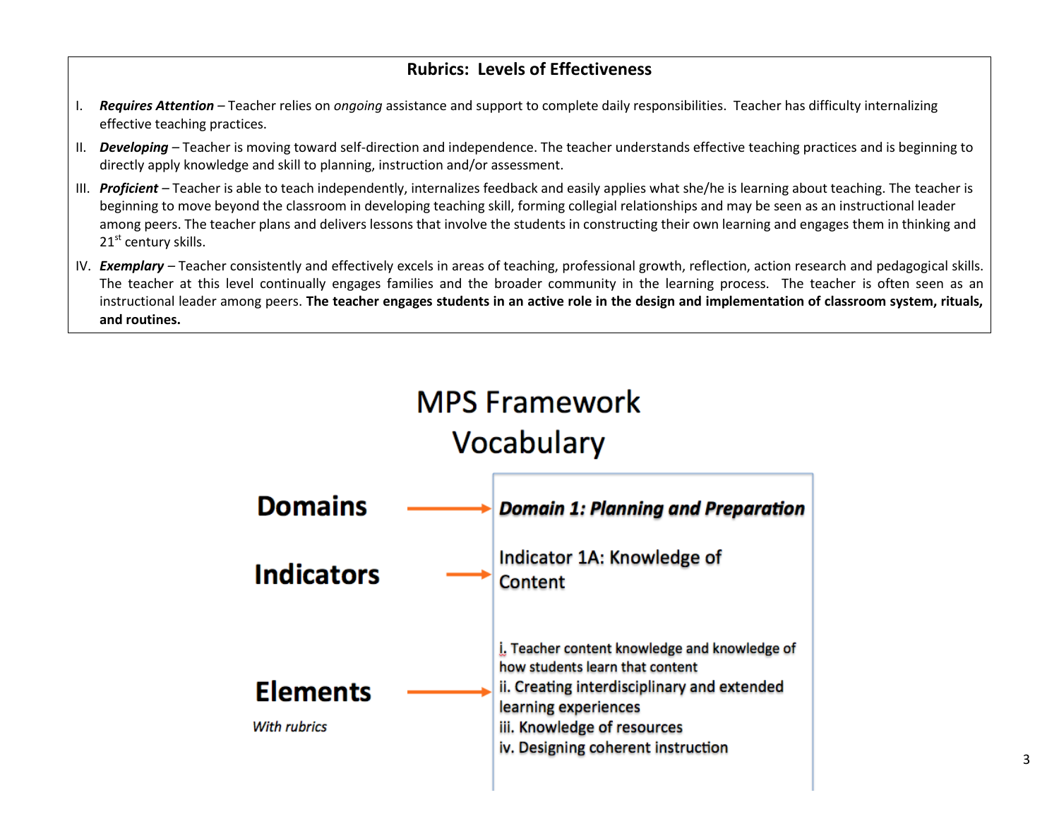## Rubrics: Levels of Effectiveness

I. ***Requires Attention*** – Teacher relies on *ongoing* assistance and support to complete daily responsibilities. Teacher has difficulty internalizing effective teaching practices.

II. ***Developing*** – Teacher is moving toward self-direction and independence. The teacher understands effective teaching practices and is beginning to directly apply knowledge and skill to planning, instruction and/or assessment.

III. ***Proficient*** – Teacher is able to teach independently, internalizes feedback and easily applies what she/he is learning about teaching. The teacher is beginning to move beyond the classroom in developing teaching skill, forming collegial relationships and may be seen as an instructional leader among peers. The teacher plans and delivers lessons that involve the students in constructing their own learning and engages them in thinking and 21st century skills.

IV. ***Exemplary*** – Teacher consistently and effectively excels in areas of teaching, professional growth, reflection, action research and pedagogical skills. The teacher at this level continually engages families and the broader community in the learning process. The teacher is often seen as an instructional leader among peers. **The teacher engages students in an active role in the design and implementation of classroom system, rituals, and routines.**

# MPS Framework Vocabulary

**Domains** → ***Domain 1: Planning and Preparation***

**Indicators** → Indicator 1A: Knowledge of Content

**Elements** *With rubrics* →

i. Teacher content knowledge and knowledge of how students learn that content
ii. Creating interdisciplinary and extended learning experiences
iii. Knowledge of resources
iv. Designing coherent instruction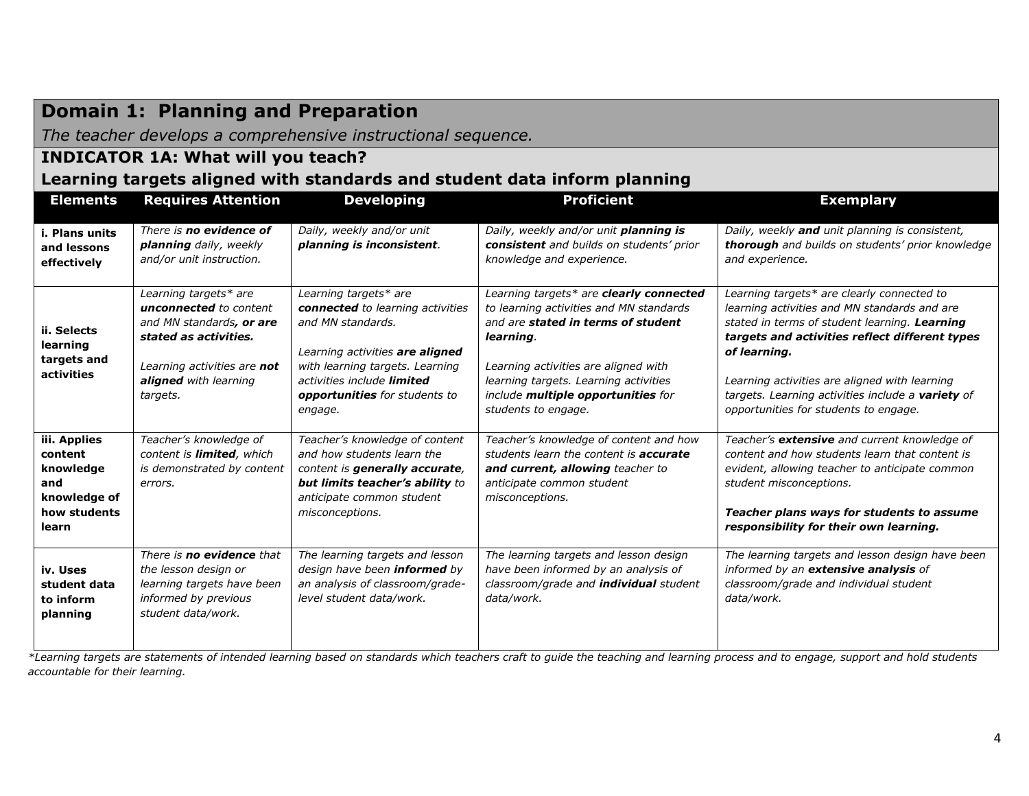## Domain 1: Planning and Preparation

*The teacher develops a comprehensive instructional sequence.*

### INDICATOR 1A: What will you teach?

### Learning targets aligned with standards and student data inform planning

| Elements | Requires Attention | Developing | Proficient | Exemplary |
|---|---|---|---|---|
| **i. Plans units and lessons effectively** | *There is **no evidence of planning** daily, weekly and/or unit instruction.* | *Daily, weekly and/or unit **planning is inconsistent**.* | *Daily, weekly and/or unit **planning is consistent** and builds on students' prior knowledge and experience.* | *Daily, weekly **and** unit planning is consistent, **thorough** and builds on students' prior knowledge and experience.* |
| **ii. Selects learning targets and activities** | *Learning targets* are **unconnected** to content and MN standards**, or are stated as activities.***<br><br>*Learning activities are **not aligned** with learning targets.* | *Learning targets* are **connected** to learning activities and MN standards.*<br><br>*Learning activities **are aligned** with learning targets. Learning activities include **limited opportunities** for students to engage.* | *Learning targets* are **clearly connected** to learning activities and MN standards and are **stated in terms of student learning**.*<br><br>*Learning activities are aligned with learning targets. Learning activities include **multiple opportunities** for students to engage.* | *Learning targets* are clearly connected to learning activities and MN standards and are stated in terms of student learning. **Learning targets and activities reflect different types of learning.***<br><br>*Learning activities are aligned with learning targets. Learning activities include a **variety** of opportunities for students to engage.* |
| **iii. Applies content knowledge and knowledge of how students learn** | *Teacher's knowledge of content is **limited**, which is demonstrated by content errors.* | *Teacher's knowledge of content and how students learn the content is **generally accurate, but limits teacher's ability** to anticipate common student misconceptions.* | *Teacher's knowledge of content and how students learn the content is **accurate and current, allowing** teacher to anticipate common student misconceptions.* | *Teacher's **extensive** and current knowledge of content and how students learn that content is evident, allowing teacher to anticipate common student misconceptions.*<br><br>***Teacher plans ways for students to assume responsibility for their own learning.*** |
| **iv. Uses student data to inform planning** | *There is **no evidence** that the lesson design or learning targets have been informed by previous student data/work.* | *The learning targets and lesson design have been **informed** by an analysis of classroom/grade-level student data/work.* | *The learning targets and lesson design have been informed by an analysis of classroom/grade and **individual** student data/work.* | *The learning targets and lesson design have been informed by an **extensive analysis** of classroom/grade and individual student data/work.* |

*\*Learning targets are statements of intended learning based on standards which teachers craft to guide the teaching and learning process and to engage, support and hold students accountable for their learning.*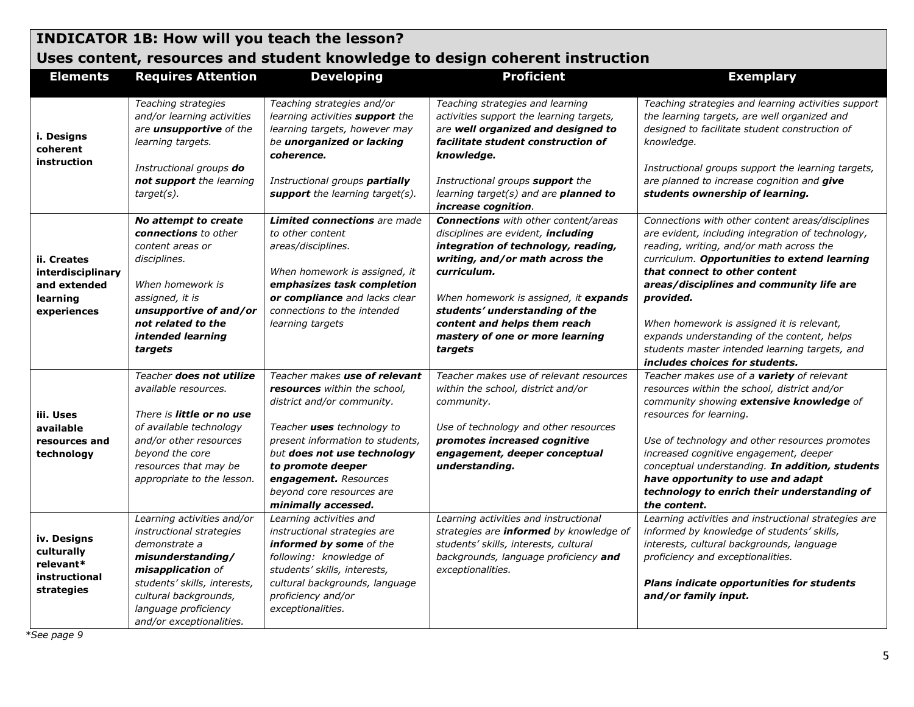## INDICATOR 1B: How will you teach the lesson?
## Uses content, resources and student knowledge to design coherent instruction

| Elements | Requires Attention | Developing | Proficient | Exemplary |
|---|---|---|---|---|
| **i. Designs coherent instruction** | *Teaching strategies and/or learning activities are **unsupportive** of the learning targets.*<br><br>*Instructional groups **do not support** the learning target(s).* | *Teaching strategies and/or learning activities **support** the learning targets, however may be **unorganized or lacking coherence.***<br><br>*Instructional groups **partially support** the learning target(s).* | *Teaching strategies and learning activities support the learning targets, are **well organized and designed to facilitate student construction of knowledge.***<br><br>*Instructional groups **support** the learning target(s) and are **planned to increase cognition**.* | *Teaching strategies and learning activities support the learning targets, are well organized and designed to facilitate student construction of knowledge.*<br><br>*Instructional groups support the learning targets, are planned to increase cognition and **give students ownership of learning.*** |
| **ii. Creates interdisciplinary and extended learning experiences** | ***No attempt to create connections** to other content areas or disciplines.*<br><br>*When homework is assigned, it is **unsupportive of and/or not related to the intended learning targets*** | ***Limited connections** are made to other content areas/disciplines.*<br><br>*When homework is assigned, it **emphasizes task completion or compliance** and lacks clear connections to the intended learning targets* | ***Connections** with other content/areas disciplines are evident, **including integration of technology, reading, writing, and/or math across the curriculum.***<br><br>*When homework is assigned, it **expands students' understanding of the content and helps them reach mastery of one or more learning targets*** | *Connections with other content areas/disciplines are evident, including integration of technology, reading, writing, and/or math across the curriculum. **Opportunities to extend learning that connect to other content areas/disciplines and community life are provided.***<br><br>*When homework is assigned it is relevant, expands understanding of the content, helps students master intended learning targets, and **includes choices for students.*** |
| **iii. Uses available resources and technology** | *Teacher **does not utilize** available resources.*<br><br>*There is **little or no use** of available technology and/or other resources beyond the core resources that may be appropriate to the lesson.* | *Teacher makes **use of relevant resources** within the school, district and/or community.*<br><br>*Teacher **uses** technology to present information to students, but **does not use technology to promote deeper engagement.** Resources beyond core resources are **minimally accessed.*** | *Teacher makes use of relevant resources within the school, district and/or community.*<br><br>*Use of technology and other resources **promotes increased cognitive engagement, deeper conceptual understanding.*** | *Teacher makes use of a **variety** of relevant resources within the school, district and/or community showing **extensive knowledge** of resources for learning.*<br><br>*Use of technology and other resources promotes increased cognitive engagement, deeper conceptual understanding. **In addition, students have opportunity to use and adapt technology to enrich their understanding of the content.*** |
| **iv. Designs culturally relevant* instructional strategies** | *Learning activities and/or instructional strategies demonstrate a **misunderstanding/ misapplication** of students' skills, interests, cultural backgrounds, language proficiency and/or exceptionalities.* | *Learning activities and instructional strategies are **informed by some** of the following: knowledge of students' skills, interests, cultural backgrounds, language proficiency and/or exceptionalities.* | *Learning activities and instructional strategies are **informed** by knowledge of students' skills, interests, cultural backgrounds, language proficiency **and** exceptionalities.* | *Learning activities and instructional strategies are informed by knowledge of students' skills, interests, cultural backgrounds, language proficiency and exceptionalities.*<br><br>***Plans indicate opportunities for students and/or family input.*** |

*\*See page 9*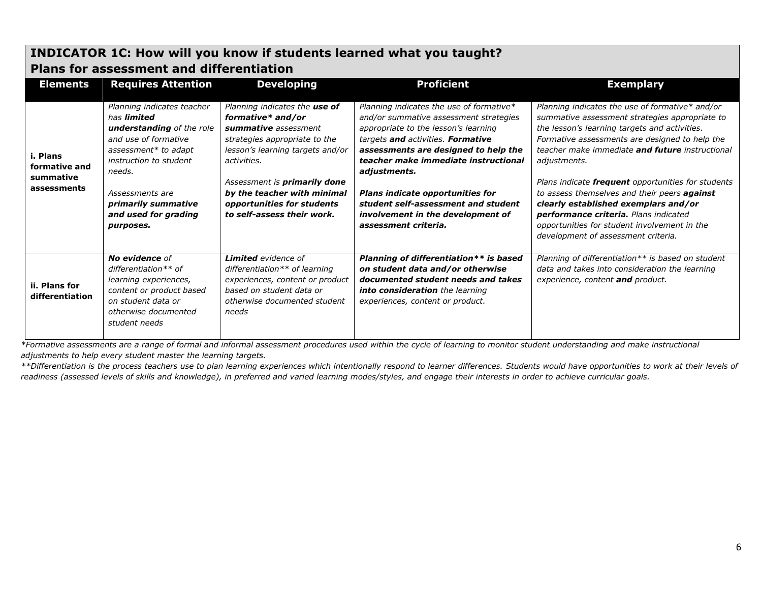## INDICATOR 1C: How will you know if students learned what you taught? Plans for assessment and differentiation

| Elements | Requires Attention | Developing | Proficient | Exemplary |
|---|---|---|---|---|
| **i. Plans formative and summative assessments** | *Planning indicates teacher has **limited understanding** of the role and use of formative assessment* to adapt instruction to student needs.*<br><br>*Assessments are **primarily summative and used for grading purposes.*** | *Planning indicates the **use of formative* and/or summative** assessment strategies appropriate to the lesson's learning targets and/or activities.*<br><br>*Assessment is **primarily done by the teacher with minimal opportunities for students to self-assess their work.*** | *Planning indicates the use of formative* and/or summative assessment strategies appropriate to the lesson's learning targets **and** activities. **Formative assessments are designed to help the teacher make immediate instructional adjustments.***<br><br>***Plans indicate opportunities for student self-assessment and student involvement in the development of assessment criteria.*** | *Planning indicates the use of formative* and/or summative assessment strategies appropriate to the lesson's learning targets and activities. Formative assessments are designed to help the teacher make immediate **and future** instructional adjustments.*<br><br>*Plans indicate **frequent** opportunities for students to assess themselves and their peers **against clearly established exemplars and/or performance criteria.** Plans indicated opportunities for student involvement in the development of assessment criteria.* |
| **ii. Plans for differentiation** | ***No evidence** of differentiation** of learning experiences, content or product based on student data or otherwise documented student needs* | ***Limited** evidence of differentiation** of learning experiences, content or product based on student data or otherwise documented student needs* | ***Planning of differentiation** is based on student data and/or otherwise documented student needs and takes into consideration** the learning experiences, content or product.* | *Planning of differentiation** is based on student data and takes into consideration the learning experience, content **and** product.* |

*\*Formative assessments are a range of formal and informal assessment procedures used within the cycle of learning to monitor student understanding and make instructional adjustments to help every student master the learning targets.*

*\*\*Differentiation is the process teachers use to plan learning experiences which intentionally respond to learner differences. Students would have opportunities to work at their levels of readiness (assessed levels of skills and knowledge), in preferred and varied learning modes/styles, and engage their interests in order to achieve curricular goals.*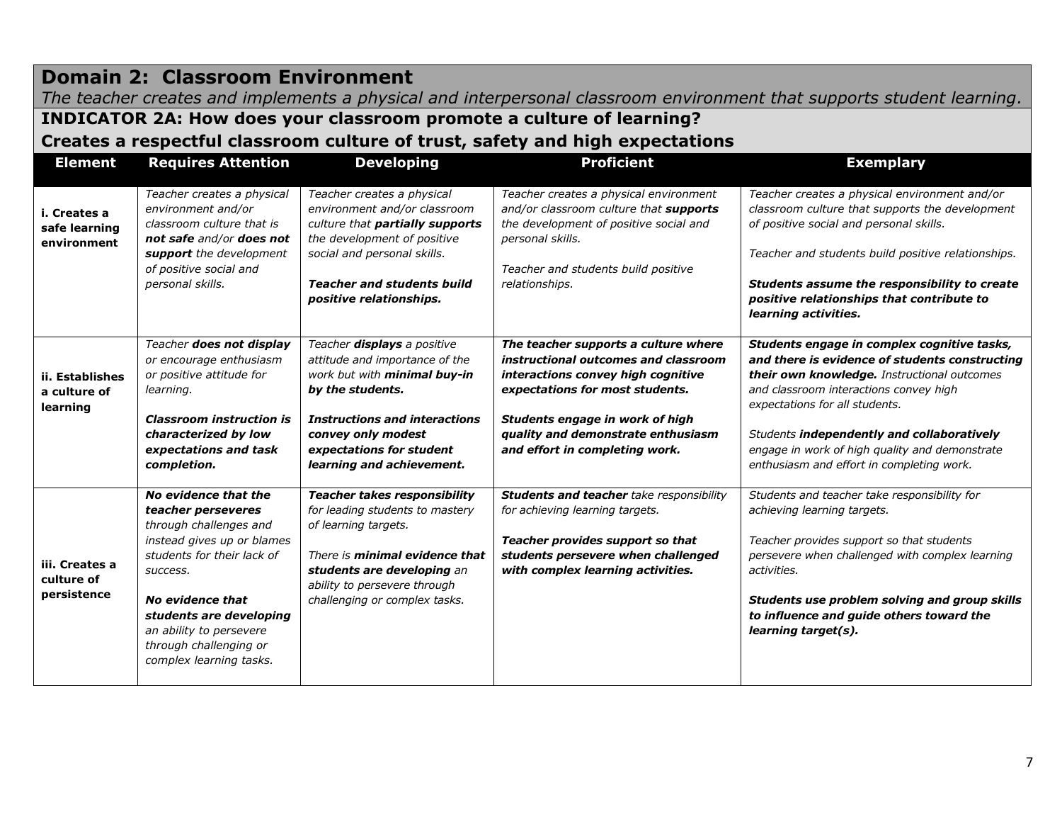## Domain 2: Classroom Environment

*The teacher creates and implements a physical and interpersonal classroom environment that supports student learning.*

### INDICATOR 2A: How does your classroom promote a culture of learning?

### Creates a respectful classroom culture of trust, safety and high expectations

| Element | Requires Attention | Developing | Proficient | Exemplary |
|---|---|---|---|---|
| **i. Creates a safe learning environment** | *Teacher creates a physical environment and/or classroom culture that is **not safe** and/or **does not support** the development of positive social and personal skills.* | *Teacher creates a physical environment and/or classroom culture that **partially supports** the development of positive social and personal skills.*<br><br>***Teacher and students build positive relationships.*** | *Teacher creates a physical environment and/or classroom culture that **supports** the development of positive social and personal skills.*<br><br>*Teacher and students build positive relationships.* | *Teacher creates a physical environment and/or classroom culture that supports the development of positive social and personal skills.*<br><br>*Teacher and students build positive relationships.*<br><br>***Students assume the responsibility to create positive relationships that contribute to learning activities.*** |
| **ii. Establishes a culture of learning** | *Teacher **does not display** or encourage enthusiasm or positive attitude for learning.*<br><br>***Classroom instruction is characterized by low expectations and task completion.*** | *Teacher **displays** a positive attitude and importance of the work but with **minimal buy-in by the students.***<br><br>***Instructions and interactions convey only modest expectations for student learning and achievement.*** | ***The teacher supports a culture where instructional outcomes and classroom interactions convey high cognitive expectations for most students.***<br><br>***Students engage in work of high quality and demonstrate enthusiasm and effort in completing work.*** | ***Students engage in complex cognitive tasks, and there is evidence of students constructing their own knowledge.** Instructional outcomes and classroom interactions convey high expectations for all students.*<br><br>*Students **independently and collaboratively** engage in work of high quality and demonstrate enthusiasm and effort in completing work.* |
| **iii. Creates a culture of persistence** | ***No evidence that the teacher perseveres** through challenges and instead gives up or blames students for their lack of success.*<br><br>***No evidence that students are developing** an ability to persevere through challenging or complex learning tasks.* | ***Teacher takes responsibility** for leading students to mastery of learning targets.*<br><br>*There is **minimal evidence that students are developing** an ability to persevere through challenging or complex tasks.* | ***Students and teacher** take responsibility for achieving learning targets.*<br><br>***Teacher provides support so that students persevere when challenged with complex learning activities.*** | *Students and teacher take responsibility for achieving learning targets.*<br><br>*Teacher provides support so that students persevere when challenged with complex learning activities.*<br><br>***Students use problem solving and group skills to influence and guide others toward the learning target(s).*** |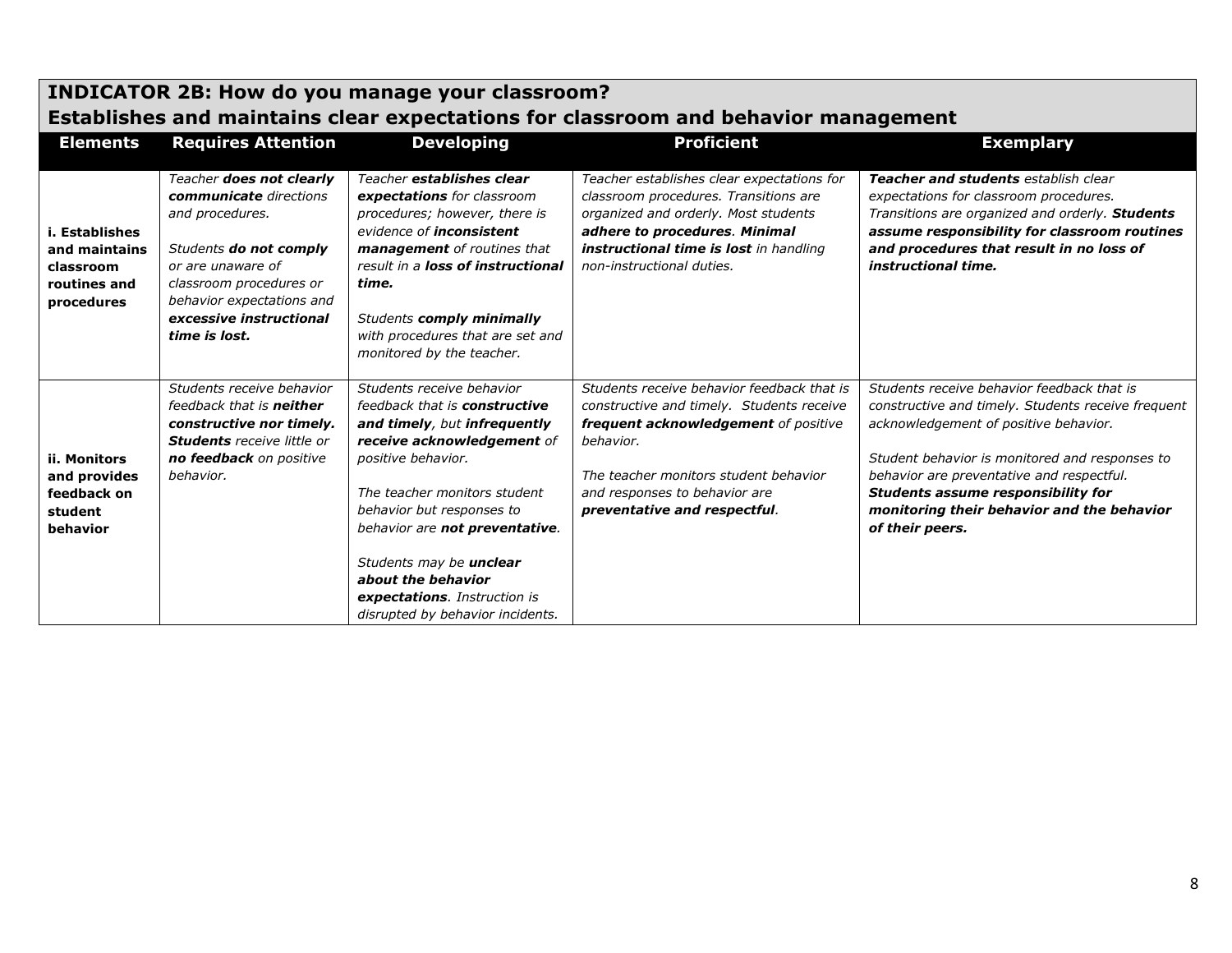## INDICATOR 2B: How do you manage your classroom?
## Establishes and maintains clear expectations for classroom and behavior management

| Elements | Requires Attention | Developing | Proficient | Exemplary |
|---|---|---|---|---|
| **i. Establishes and maintains classroom routines and procedures** | *Teacher **does not clearly communicate** directions and procedures.*<br><br>*Students **do not comply** or are unaware of classroom procedures or behavior expectations and **excessive instructional time is lost.*** | *Teacher **establishes clear expectations** for classroom procedures; however, there is evidence of **inconsistent management** of routines that result in a **loss of instructional time.***<br><br>*Students **comply minimally** with procedures that are set and monitored by the teacher.* | *Teacher establishes clear expectations for classroom procedures. Transitions are organized and orderly. Most students **adhere to procedures**. **Minimal instructional time is lost** in handling non-instructional duties.* | ***Teacher and students** establish clear expectations for classroom procedures. Transitions are organized and orderly. **Students assume responsibility for classroom routines and procedures that result in no loss of instructional time.*** |
| **ii. Monitors and provides feedback on student behavior** | *Students receive behavior feedback that is **neither constructive nor timely. Students** receive little or **no feedback** on positive behavior.* | *Students receive behavior feedback that is **constructive and timely**, but **infrequently receive acknowledgement** of positive behavior.*<br><br>*The teacher monitors student behavior but responses to behavior are **not preventative**.*<br><br>*Students may be **unclear about the behavior expectations**. Instruction is disrupted by behavior incidents.* | *Students receive behavior feedback that is constructive and timely. Students receive **frequent acknowledgement** of positive behavior.*<br><br>*The teacher monitors student behavior and responses to behavior are **preventative and respectful**.* | *Students receive behavior feedback that is constructive and timely. Students receive frequent acknowledgement of positive behavior.*<br><br>*Student behavior is monitored and responses to behavior are preventative and respectful. **Students assume responsibility for monitoring their behavior and the behavior of their peers.*** |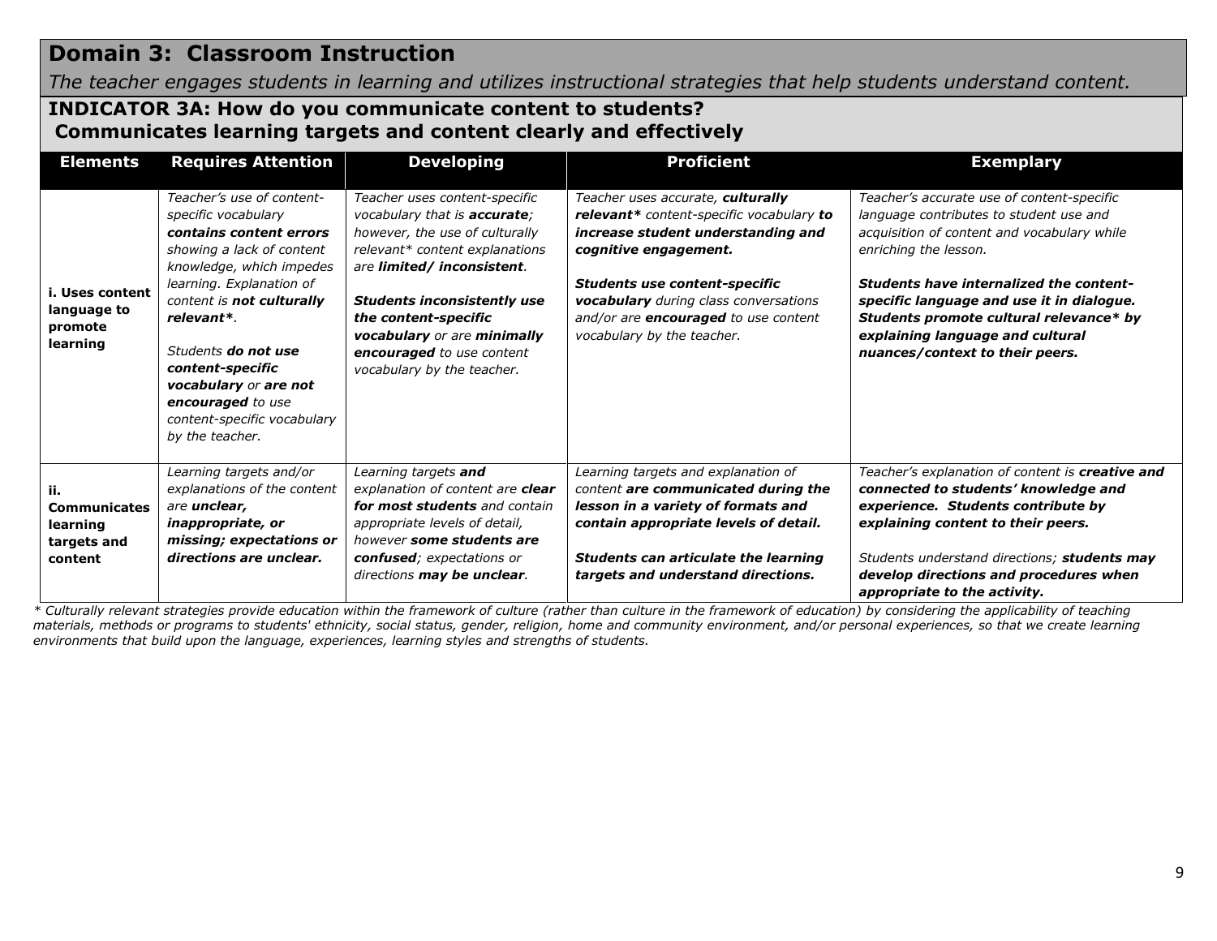## Domain 3: Classroom Instruction

*The teacher engages students in learning and utilizes instructional strategies that help students understand content.*

### INDICATOR 3A: How do you communicate content to students? Communicates learning targets and content clearly and effectively

| Elements | Requires Attention | Developing | Proficient | Exemplary |
|---|---|---|---|---|
| **i. Uses content language to promote learning** | *Teacher's use of content-specific vocabulary **contains content errors** showing a lack of content knowledge, which impedes learning. Explanation of content is **not culturally relevant***.* <br><br> *Students **do not use content-specific vocabulary** or **are not encouraged** to use content-specific vocabulary by the teacher.* | *Teacher uses content-specific vocabulary that is **accurate**; however, the use of culturally relevant* content explanations are **limited/ inconsistent**.* <br><br> ***Students inconsistently use the content-specific vocabulary** or are **minimally encouraged** to use content vocabulary by the teacher.* | *Teacher uses accurate, **culturally relevant*** content-specific vocabulary **to increase student understanding and cognitive engagement.*** <br><br> ***Students use content-specific vocabulary** during class conversations and/or are **encouraged** to use content vocabulary by the teacher.* | *Teacher's accurate use of content-specific language contributes to student use and acquisition of content and vocabulary while enriching the lesson.* <br><br> ***Students have internalized the content-specific language and use it in dialogue. Students promote cultural relevance* by explaining language and cultural nuances/context to their peers.*** |
| **ii. Communicates learning targets and content** | *Learning targets and/or explanations of the content are **unclear, inappropriate, or missing; expectations or directions are unclear.*** | *Learning targets **and** explanation of content are **clear for most students** and contain appropriate levels of detail, however **some students are confused**; expectations or directions **may be unclear**.* | *Learning targets and explanation of content **are communicated during the lesson in a variety of formats and contain appropriate levels of detail.*** <br><br> ***Students can articulate the learning targets and understand directions.*** | *Teacher's explanation of content is **creative and connected to students' knowledge and experience. Students contribute by explaining content to their peers.*** <br><br> *Students understand directions; **students may develop directions and procedures when appropriate to the activity.*** |

*\* Culturally relevant strategies provide education within the framework of culture (rather than culture in the framework of education) by considering the applicability of teaching materials, methods or programs to students' ethnicity, social status, gender, religion, home and community environment, and/or personal experiences, so that we create learning environments that build upon the language, experiences, learning styles and strengths of students.*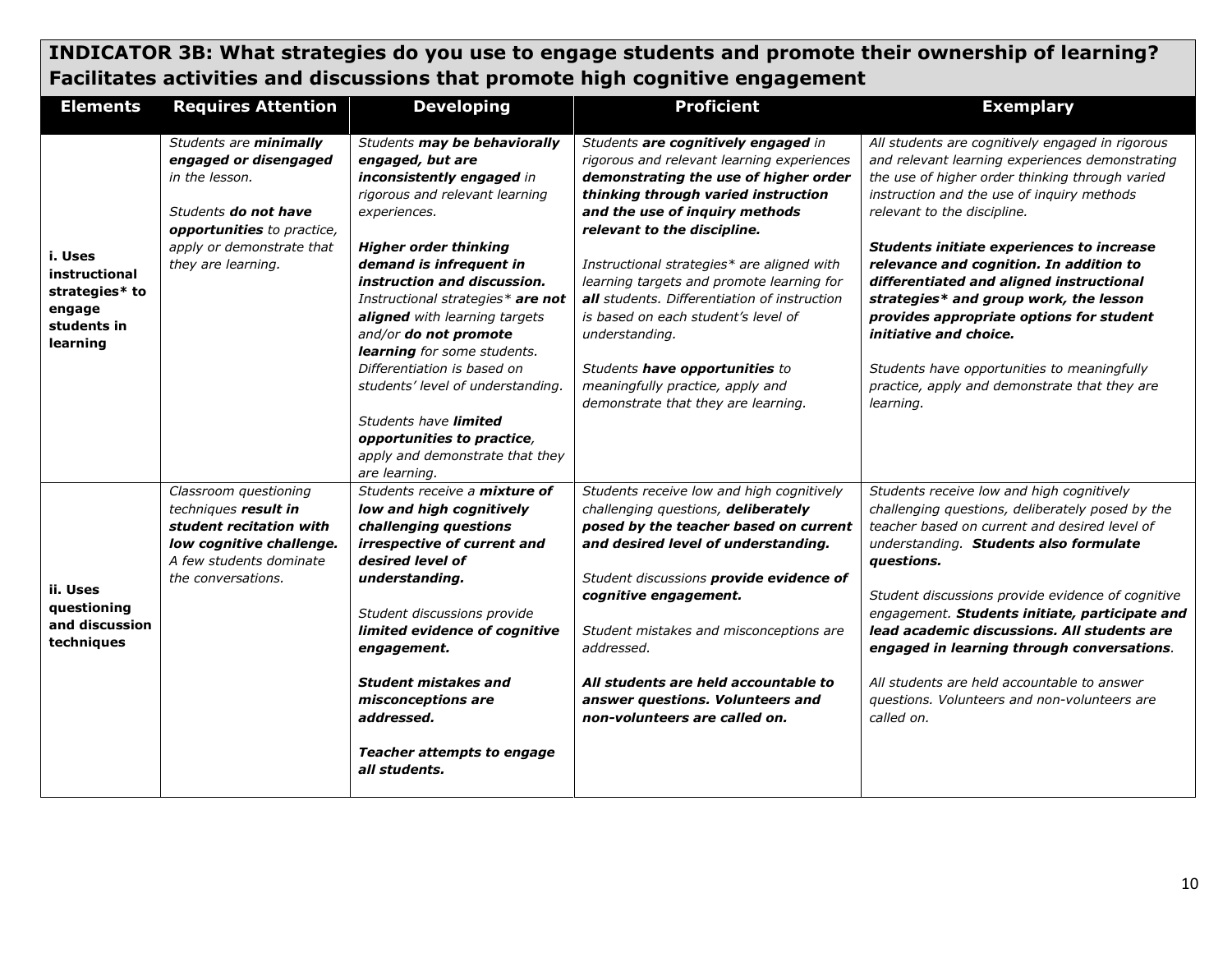## INDICATOR 3B: What strategies do you use to engage students and promote their ownership of learning? Facilitates activities and discussions that promote high cognitive engagement

| Elements | Requires Attention | Developing | Proficient | Exemplary |
|---|---|---|---|---|
| **i. Uses instructional strategies* to engage students in learning** | *Students are **minimally engaged or disengaged** in the lesson.*<br><br>*Students **do not have opportunities** to practice, apply or demonstrate that they are learning.* | *Students **may be behaviorally engaged, but are inconsistently engaged** in rigorous and relevant learning experiences.*<br><br>***Higher order thinking demand is infrequent in instruction and discussion.** Instructional strategies* **are not aligned** with learning targets and/or **do not promote learning** for some students. Differentiation is based on students' level of understanding.*<br><br>*Students have **limited opportunities to practice**, apply and demonstrate that they are learning.* | *Students **are cognitively engaged** in rigorous and relevant learning experiences **demonstrating the use of higher order thinking through varied instruction and the use of inquiry methods relevant to the discipline.***<br><br>*Instructional strategies* are aligned with learning targets and promote learning for **all** students. Differentiation of instruction is based on each student's level of understanding.*<br><br>*Students **have opportunities** to meaningfully practice, apply and demonstrate that they are learning.* | *All students are cognitively engaged in rigorous and relevant learning experiences demonstrating the use of higher order thinking through varied instruction and the use of inquiry methods relevant to the discipline.*<br><br>***Students initiate experiences to increase relevance and cognition. In addition to differentiated and aligned instructional strategies* and group work, the lesson provides appropriate options for student initiative and choice.***<br><br>*Students have opportunities to meaningfully practice, apply and demonstrate that they are learning.* |
| **ii. Uses questioning and discussion techniques** | *Classroom questioning techniques **result in student recitation with low cognitive challenge.** A few students dominate the conversations.* | *Students receive a **mixture of low and high cognitively challenging questions irrespective of current and desired level of understanding.***<br><br>*Student discussions provide **limited evidence of cognitive engagement.***<br><br>***Student mistakes and misconceptions are addressed.***<br><br>***Teacher attempts to engage all students.*** | *Students receive low and high cognitively challenging questions, **deliberately posed by the teacher based on current and desired level of understanding.***<br><br>*Student discussions **provide evidence of cognitive engagement.***<br><br>*Student mistakes and misconceptions are addressed.*<br><br>***All students are held accountable to answer questions. Volunteers and non-volunteers are called on.*** | *Students receive low and high cognitively challenging questions, deliberately posed by the teacher based on current and desired level of understanding. **Students also formulate questions.***<br><br>*Student discussions provide evidence of cognitive engagement. **Students initiate, participate and lead academic discussions. All students are engaged in learning through conversations**.*<br><br>*All students are held accountable to answer questions. Volunteers and non-volunteers are called on.* |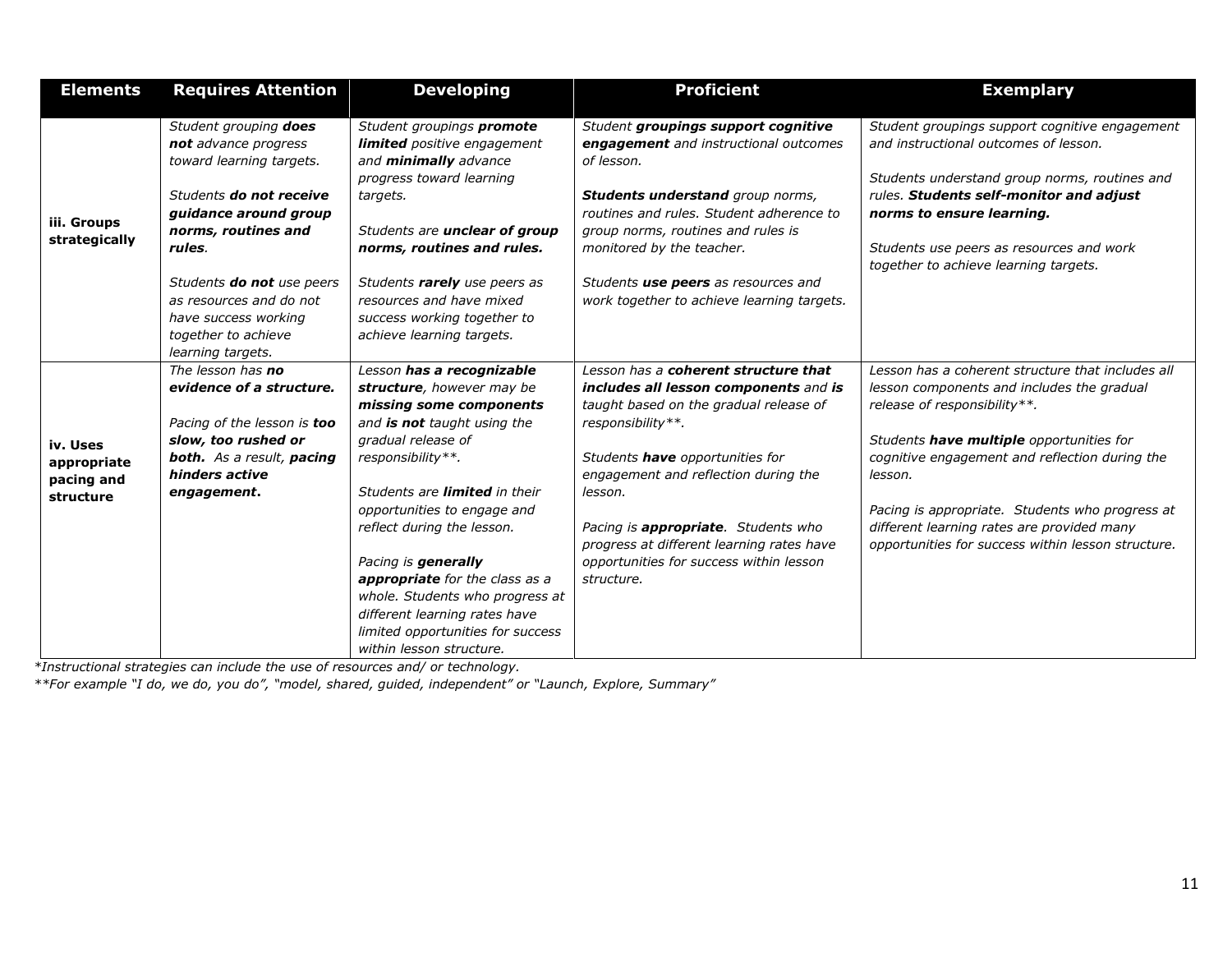| Elements | Requires Attention | Developing | Proficient | Exemplary |
|---|---|---|---|---|
| **iii. Groups strategically** | *Student grouping* ***does not*** *advance progress toward learning targets.*<br><br>*Students* ***do not receive guidance around group norms, routines and rules****.*<br><br>*Students* ***do not*** *use peers as resources and do not have success working together to achieve learning targets.* | *Student groupings* ***promote limited*** *positive engagement and* ***minimally*** *advance progress toward learning targets.*<br><br>*Students are* ***unclear of group norms, routines and rules.***<br><br>*Students* ***rarely*** *use peers as resources and have mixed success working together to achieve learning targets.* | *Student* ***groupings support cognitive engagement*** *and instructional outcomes of lesson.*<br><br>***Students understand*** *group norms, routines and rules. Student adherence to group norms, routines and rules is monitored by the teacher.*<br><br>*Students* ***use peers*** *as resources and work together to achieve learning targets.* | *Student groupings support cognitive engagement and instructional outcomes of lesson.*<br><br>*Students understand group norms, routines and rules.* ***Students self-monitor and adjust norms to ensure learning.***<br><br>*Students use peers as resources and work together to achieve learning targets.* |
| **iv. Uses appropriate pacing and structure** | *The lesson has* ***no evidence of a structure.***<br><br>*Pacing of the lesson is* ***too slow, too rushed or both.*** *As a result,* ***pacing hinders active engagement.*** | *Lesson* ***has a recognizable structure****, however may be* ***missing some components*** *and* ***is not*** *taught using the gradual release of responsibility\*\*.*<br><br>*Students are* ***limited*** *in their opportunities to engage and reflect during the lesson.*<br><br>*Pacing is* ***generally appropriate*** *for the class as a whole. Students who progress at different learning rates have limited opportunities for success within lesson structure.* | *Lesson has a* ***coherent structure that includes all lesson components*** *and* ***is*** *taught based on the gradual release of responsibility\*\*.*<br><br>*Students* ***have*** *opportunities for engagement and reflection during the lesson.*<br><br>*Pacing is* ***appropriate****. Students who progress at different learning rates have opportunities for success within lesson structure.* | *Lesson has a coherent structure that includes all lesson components and includes the gradual release of responsibility\*\*.*<br><br>*Students* ***have multiple*** *opportunities for cognitive engagement and reflection during the lesson.*<br><br>*Pacing is appropriate. Students who progress at different learning rates are provided many opportunities for success within lesson structure.* |

*\*Instructional strategies can include the use of resources and/ or technology.*

*\*\*For example "I do, we do, you do", "model, shared, guided, independent" or "Launch, Explore, Summary"*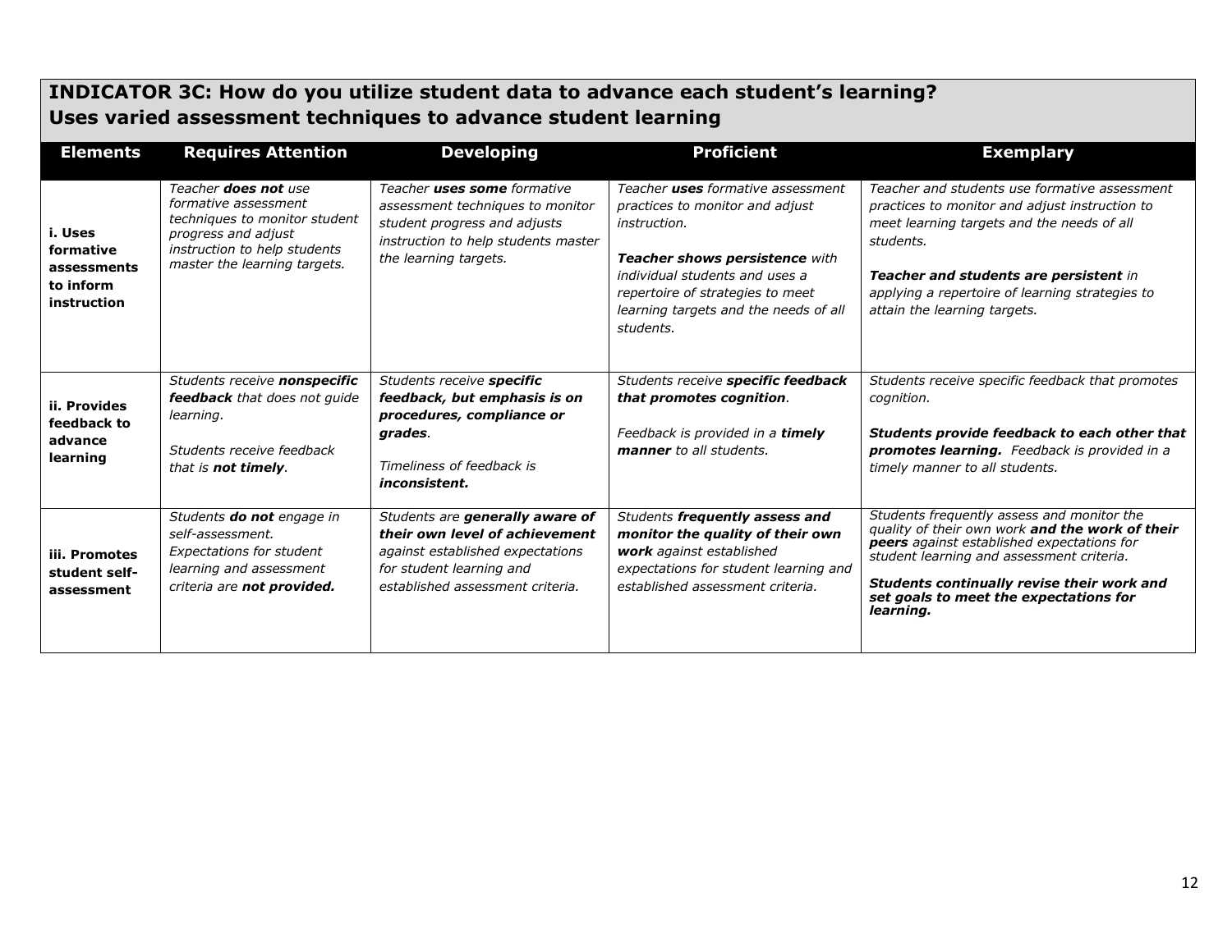## INDICATOR 3C: How do you utilize student data to advance each student's learning?
## Uses varied assessment techniques to advance student learning

| Elements | Requires Attention | Developing | Proficient | Exemplary |
|---|---|---|---|---|
| **i. Uses formative assessments to inform instruction** | *Teacher* ***does not*** *use formative assessment techniques to monitor student progress and adjust instruction to help students master the learning targets.* | *Teacher* ***uses some*** *formative assessment techniques to monitor student progress and adjusts instruction to help students master the learning targets.* | *Teacher* ***uses*** *formative assessment practices to monitor and adjust instruction.*<br><br>***Teacher shows persistence*** *with individual students and uses a repertoire of strategies to meet learning targets and the needs of all students.* | *Teacher and students use formative assessment practices to monitor and adjust instruction to meet learning targets and the needs of all students.*<br><br>***Teacher and students are persistent*** *in applying a repertoire of learning strategies to attain the learning targets.* |
| **ii. Provides feedback to advance learning** | *Students receive* ***nonspecific feedback*** *that does not guide learning.*<br><br>*Students receive feedback that is* ***not timely****.* | *Students receive* ***specific feedback, but emphasis is on procedures, compliance or grades****.*<br><br>*Timeliness of feedback is* ***inconsistent.*** | *Students receive* ***specific feedback that promotes cognition****.*<br><br>*Feedback is provided in a* ***timely manner*** *to all students.* | *Students receive specific feedback that promotes cognition.*<br><br>***Students provide feedback to each other that promotes learning.*** *Feedback is provided in a timely manner to all students.* |
| **iii. Promotes student self-assessment** | *Students* ***do not*** *engage in self-assessment. Expectations for student learning and assessment criteria are* ***not provided.*** | *Students are* ***generally aware of their own level of achievement*** *against established expectations for student learning and established assessment criteria.* | *Students* ***frequently assess and monitor the quality of their own work*** *against established expectations for student learning and established assessment criteria.* | *Students frequently assess and monitor the quality of their own work* ***and the work of their peers*** *against established expectations for student learning and assessment criteria.*<br><br>***Students continually revise their work and set goals to meet the expectations for learning.*** |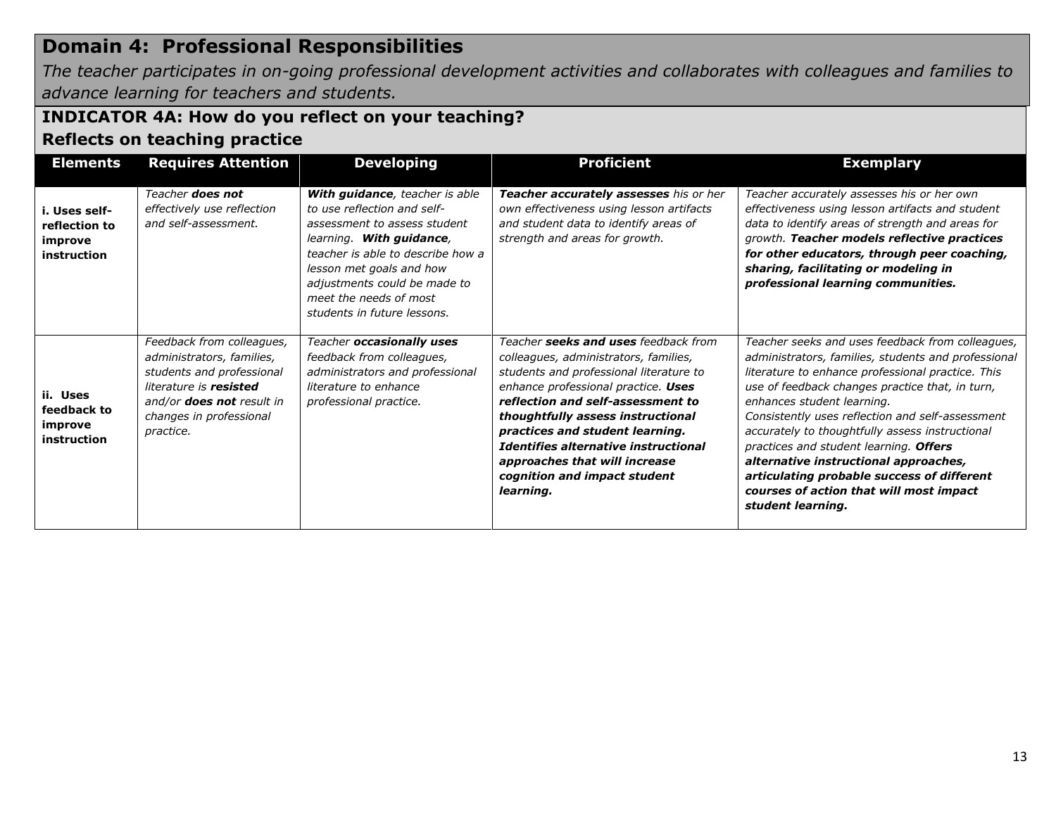## Domain 4: Professional Responsibilities

*The teacher participates in on-going professional development activities and collaborates with colleagues and families to advance learning for teachers and students.*

### INDICATOR 4A: How do you reflect on your teaching?

### Reflects on teaching practice

| Elements | Requires Attention | Developing | Proficient | Exemplary |
|---|---|---|---|---|
| **i. Uses self-reflection to improve instruction** | *Teacher **does not** effectively use reflection and self-assessment.* | ***With guidance**, teacher is able to use reflection and self-assessment to assess student learning. **With guidance**, teacher is able to describe how a lesson met goals and how adjustments could be made to meet the needs of most students in future lessons.* | ***Teacher accurately assesses** his or her own effectiveness using lesson artifacts and student data to identify areas of strength and areas for growth.* | *Teacher accurately assesses his or her own effectiveness using lesson artifacts and student data to identify areas of strength and areas for growth. **Teacher models reflective practices for other educators, through peer coaching, sharing, facilitating or modeling in professional learning communities.*** |
| **ii. Uses feedback to improve instruction** | *Feedback from colleagues, administrators, families, students and professional literature is **resisted** and/or **does not** result in changes in professional practice.* | *Teacher **occasionally uses** feedback from colleagues, administrators and professional literature to enhance professional practice.* | *Teacher **seeks and uses** feedback from colleagues, administrators, families, students and professional literature to enhance professional practice. **Uses reflection and self-assessment to thoughtfully assess instructional practices and student learning. Identifies alternative instructional approaches that will increase cognition and impact student learning.*** | *Teacher seeks and uses feedback from colleagues, administrators, families, students and professional literature to enhance professional practice. This use of feedback changes practice that, in turn, enhances student learning. Consistently uses reflection and self-assessment accurately to thoughtfully assess instructional practices and student learning. **Offers alternative instructional approaches, articulating probable success of different courses of action that will most impact student learning.*** |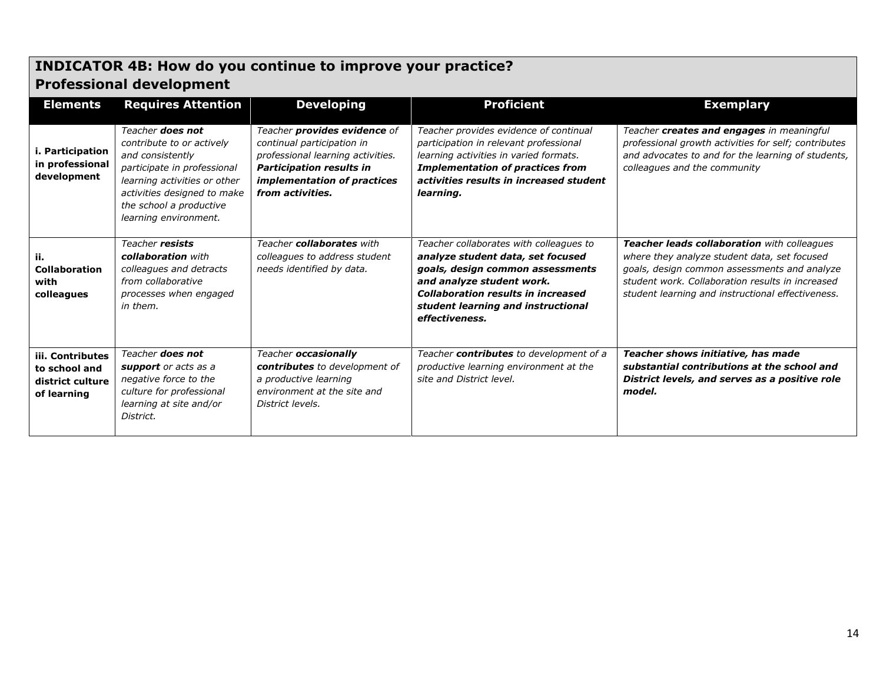## INDICATOR 4B: How do you continue to improve your practice?
## Professional development

| Elements | Requires Attention | Developing | Proficient | Exemplary |
|---|---|---|---|---|
| **i. Participation in professional development** | *Teacher **does not** contribute to or actively and consistently participate in professional learning activities or other activities designed to make the school a productive learning environment.* | *Teacher **provides evidence** of continual participation in professional learning activities. **Participation results in implementation of practices from activities.*** | *Teacher provides evidence of continual participation in relevant professional learning activities in varied formats. **Implementation of practices from activities results in increased student learning.*** | *Teacher **creates and engages** in meaningful professional growth activities for self; contributes and advocates to and for the learning of students, colleagues and the community* |
| **ii. Collaboration with colleagues** | *Teacher **resists collaboration** with colleagues and detracts from collaborative processes when engaged in them.* | *Teacher **collaborates** with colleagues to address student needs identified by data.* | *Teacher collaborates with colleagues to **analyze student data, set focused goals, design common assessments and analyze student work. Collaboration results in increased student learning and instructional effectiveness.*** | ***Teacher leads collaboration** with colleagues where they analyze student data, set focused goals, design common assessments and analyze student work. Collaboration results in increased student learning and instructional effectiveness.* |
| **iii. Contributes to school and district culture of learning** | *Teacher **does not support** or acts as a negative force to the culture for professional learning at site and/or District.* | *Teacher **occasionally contributes** to development of a productive learning environment at the site and District levels.* | *Teacher **contributes** to development of a productive learning environment at the site and District level.* | ***Teacher shows initiative, has made substantial contributions at the school and District levels, and serves as a positive role model.*** |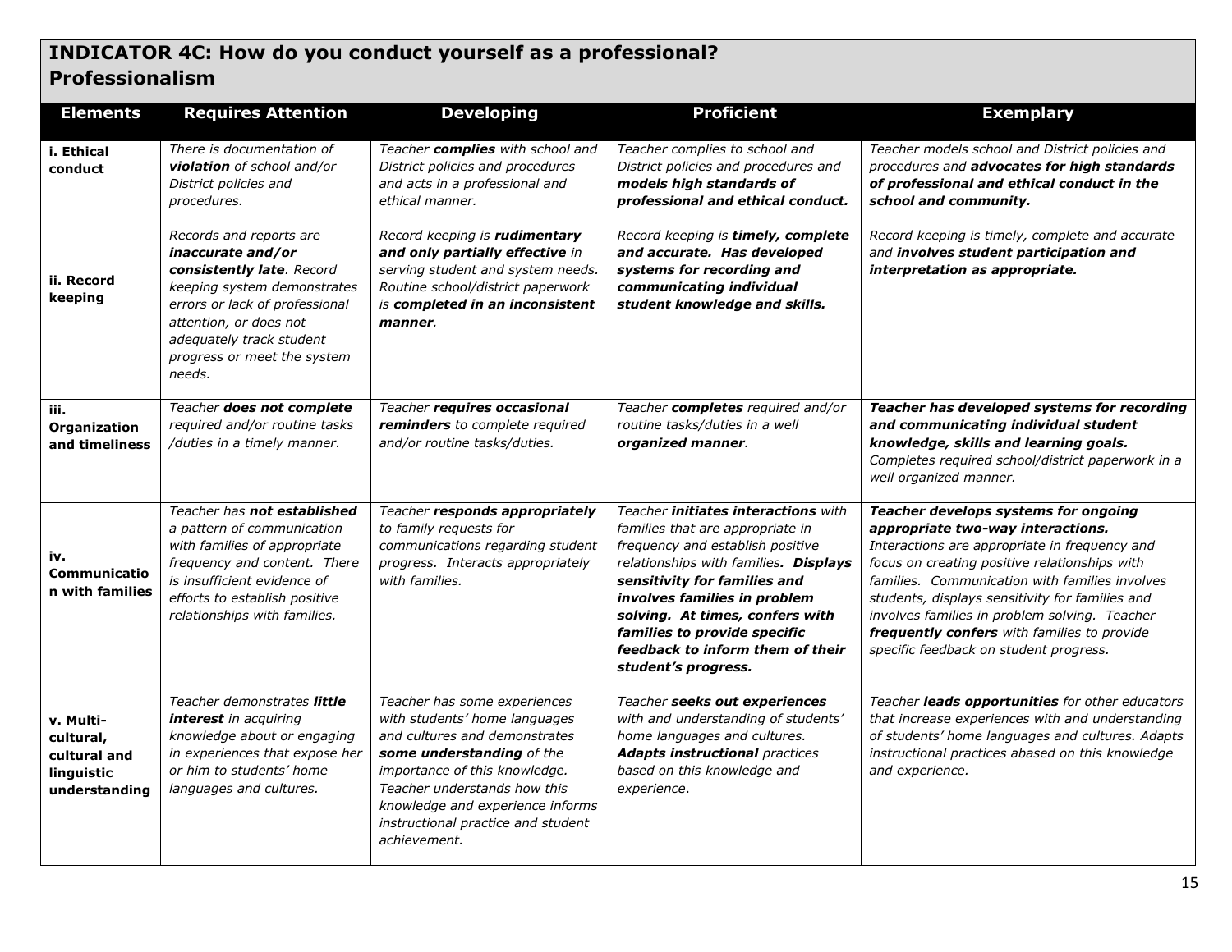## INDICATOR 4C: How do you conduct yourself as a professional? Professionalism

| Elements | Requires Attention | Developing | Proficient | Exemplary |
|---|---|---|---|---|
| **i. Ethical conduct** | *There is documentation of* ***violation*** *of school and/or District policies and procedures.* | *Teacher* ***complies*** *with school and District policies and procedures and acts in a professional and ethical manner.* | *Teacher complies to school and District policies and procedures and* ***models high standards of professional and ethical conduct.*** | *Teacher models school and District policies and procedures and* ***advocates for high standards of professional and ethical conduct in the school and community.*** |
| **ii. Record keeping** | *Records and reports are* ***inaccurate and/or consistently late****. Record keeping system demonstrates errors or lack of professional attention, or does not adequately track student progress or meet the system needs.* | *Record keeping is* ***rudimentary and only partially effective*** *in serving student and system needs. Routine school/district paperwork is* ***completed in an inconsistent manner****.* | *Record keeping is* ***timely, complete and accurate. Has developed systems for recording and communicating individual student knowledge and skills.*** | *Record keeping is timely, complete and accurate and* ***involves student participation and interpretation as appropriate.*** |
| **iii. Organization and timeliness** | *Teacher* ***does not complete*** *required and/or routine tasks /duties in a timely manner.* | *Teacher* ***requires occasional reminders*** *to complete required and/or routine tasks/duties.* | *Teacher* ***completes*** *required and/or routine tasks/duties in a well* ***organized manner****.* | ***Teacher has developed systems for recording and communicating individual student knowledge, skills and learning goals.*** *Completes required school/district paperwork in a well organized manner.* |
| **iv. Communication with families** | *Teacher has* ***not established*** *a pattern of communication with families of appropriate frequency and content. There is insufficient evidence of efforts to establish positive relationships with families.* | *Teacher* ***responds appropriately*** *to family requests for communications regarding student progress. Interacts appropriately with families.* | *Teacher* ***initiates interactions*** *with families that are appropriate in frequency and establish positive relationships with families.* ***Displays sensitivity for families and involves families in problem solving. At times, confers with families to provide specific feedback to inform them of their student's progress.*** | ***Teacher develops systems for ongoing appropriate two-way interactions.*** *Interactions are appropriate in frequency and focus on creating positive relationships with families. Communication with families involves students, displays sensitivity for families and involves families in problem solving. Teacher* ***frequently confers*** *with families to provide specific feedback on student progress.* |
| **v. Multi-cultural, cultural and linguistic understanding** | *Teacher demonstrates* ***little interest*** *in acquiring knowledge about or engaging in experiences that expose her or him to students' home languages and cultures.* | *Teacher has some experiences with students' home languages and cultures and demonstrates* ***some understanding*** *of the importance of this knowledge. Teacher understands how this knowledge and experience informs instructional practice and student achievement.* | *Teacher* ***seeks out experiences*** *with and understanding of students' home languages and cultures.* ***Adapts instructional*** *practices based on this knowledge and experience.* | *Teacher* ***leads opportunities*** *for other educators that increase experiences with and understanding of students' home languages and cultures. Adapts instructional practices abased on this knowledge and experience.* |